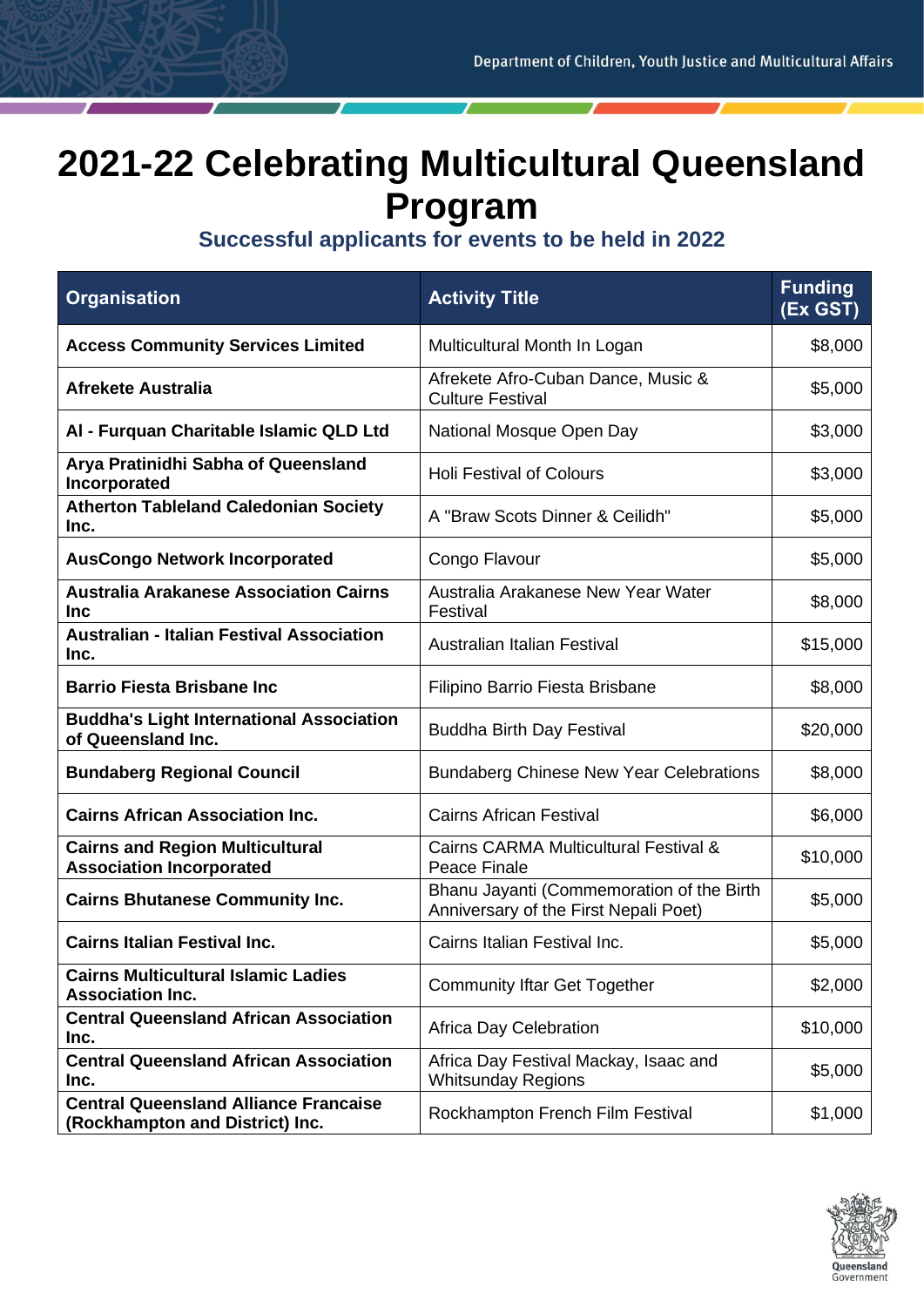# 2021-22 Celebrating Multicultural Queensland Program

## Successful applicants for events to be held in 2022

| Organisation | Activity Title | Funding (Ex GST) |
|---|---|---|
| **Access Community Services Limited** | Multicultural Month In Logan | $8,000 |
| **Afrekete Australia** | Afrekete Afro-Cuban Dance, Music & Culture Festival | $5,000 |
| **Al - Furquan Charitable Islamic QLD Ltd** | National Mosque Open Day | $3,000 |
| **Arya Pratinidhi Sabha of Queensland Incorporated** | Holi Festival of Colours | $3,000 |
| **Atherton Tableland Caledonian Society Inc.** | A "Braw Scots Dinner & Ceilidh" | $5,000 |
| **AusCongo Network Incorporated** | Congo Flavour | $5,000 |
| **Australia Arakanese Association Cairns Inc** | Australia Arakanese New Year Water Festival | $8,000 |
| **Australian - Italian Festival Association Inc.** | Australian Italian Festival | $15,000 |
| **Barrio Fiesta Brisbane Inc** | Filipino Barrio Fiesta Brisbane | $8,000 |
| **Buddha's Light International Association of Queensland Inc.** | Buddha Birth Day Festival | $20,000 |
| **Bundaberg Regional Council** | Bundaberg Chinese New Year Celebrations | $8,000 |
| **Cairns African Association Inc.** | Cairns African Festival | $6,000 |
| **Cairns and Region Multicultural Association Incorporated** | Cairns CARMA Multicultural Festival & Peace Finale | $10,000 |
| **Cairns Bhutanese Community Inc.** | Bhanu Jayanti (Commemoration of the Birth Anniversary of the First Nepali Poet) | $5,000 |
| **Cairns Italian Festival Inc.** | Cairns Italian Festival Inc. | $5,000 |
| **Cairns Multicultural Islamic Ladies Association Inc.** | Community Iftar Get Together | $2,000 |
| **Central Queensland African Association Inc.** | Africa Day Celebration | $10,000 |
| **Central Queensland African Association Inc.** | Africa Day Festival Mackay, Isaac and Whitsunday Regions | $5,000 |
| **Central Queensland Alliance Francaise (Rockhampton and District) Inc.** | Rockhampton French Film Festival | $1,000 |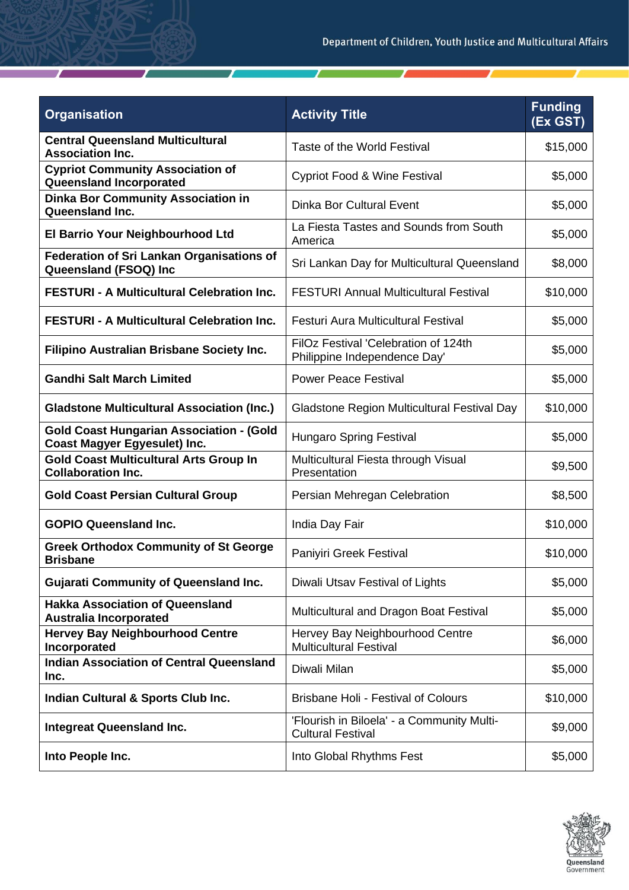| Organisation | Activity Title | Funding (Ex GST) |
| --- | --- | --- |
| **Central Queensland Multicultural Association Inc.** | Taste of the World Festival | $15,000 |
| **Cypriot Community Association of Queensland Incorporated** | Cypriot Food & Wine Festival | $5,000 |
| **Dinka Bor Community Association in Queensland Inc.** | Dinka Bor Cultural Event | $5,000 |
| **El Barrio Your Neighbourhood Ltd** | La Fiesta Tastes and Sounds from South America | $5,000 |
| **Federation of Sri Lankan Organisations of Queensland (FSOQ) Inc** | Sri Lankan Day for Multicultural Queensland | $8,000 |
| **FESTURI - A Multicultural Celebration Inc.** | FESTURI Annual Multicultural Festival | $10,000 |
| **FESTURI - A Multicultural Celebration Inc.** | Festuri Aura Multicultural Festival | $5,000 |
| **Filipino Australian Brisbane Society Inc.** | FilOz Festival 'Celebration of 124th Philippine Independence Day' | $5,000 |
| **Gandhi Salt March Limited** | Power Peace Festival | $5,000 |
| **Gladstone Multicultural Association (Inc.)** | Gladstone Region Multicultural Festival Day | $10,000 |
| **Gold Coast Hungarian Association - (Gold Coast Magyer Egyesulet) Inc.** | Hungaro Spring Festival | $5,000 |
| **Gold Coast Multicultural Arts Group In Collaboration Inc.** | Multicultural Fiesta through Visual Presentation | $9,500 |
| **Gold Coast Persian Cultural Group** | Persian Mehregan Celebration | $8,500 |
| **GOPIO Queensland Inc.** | India Day Fair | $10,000 |
| **Greek Orthodox Community of St George Brisbane** | Paniyiri Greek Festival | $10,000 |
| **Gujarati Community of Queensland Inc.** | Diwali Utsav Festival of Lights | $5,000 |
| **Hakka Association of Queensland Australia Incorporated** | Multicultural and Dragon Boat Festival | $5,000 |
| **Hervey Bay Neighbourhood Centre Incorporated** | Hervey Bay Neighbourhood Centre Multicultural Festival | $6,000 |
| **Indian Association of Central Queensland Inc.** | Diwali Milan | $5,000 |
| **Indian Cultural & Sports Club Inc.** | Brisbane Holi - Festival of Colours | $10,000 |
| **Integreat Queensland Inc.** | 'Flourish in Biloela' - a Community Multi-Cultural Festival | $9,000 |
| **Into People Inc.** | Into Global Rhythms Fest | $5,000 |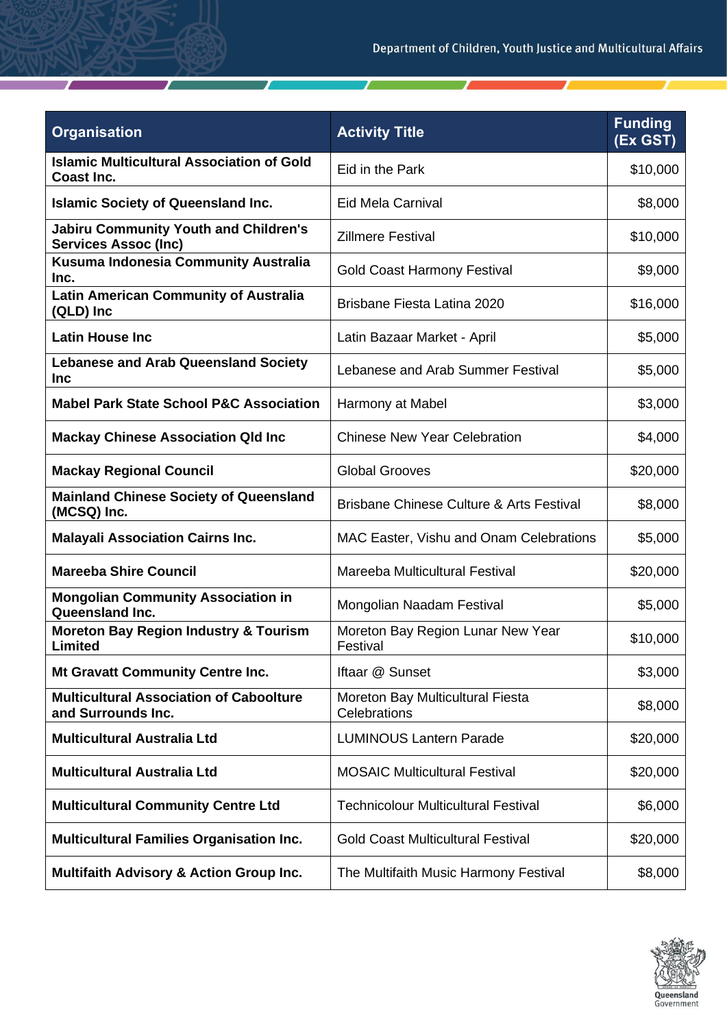| Organisation | Activity Title | Funding (Ex GST) |
|---|---|---|
| **Islamic Multicultural Association of Gold Coast Inc.** | Eid in the Park | $10,000 |
| **Islamic Society of Queensland Inc.** | Eid Mela Carnival | $8,000 |
| **Jabiru Community Youth and Children's Services Assoc (Inc)** | Zillmere Festival | $10,000 |
| **Kusuma Indonesia Community Australia Inc.** | Gold Coast Harmony Festival | $9,000 |
| **Latin American Community of Australia (QLD) Inc** | Brisbane Fiesta Latina 2020 | $16,000 |
| **Latin House Inc** | Latin Bazaar Market - April | $5,000 |
| **Lebanese and Arab Queensland Society Inc** | Lebanese and Arab Summer Festival | $5,000 |
| **Mabel Park State School P&C Association** | Harmony at Mabel | $3,000 |
| **Mackay Chinese Association Qld Inc** | Chinese New Year Celebration | $4,000 |
| **Mackay Regional Council** | Global Grooves | $20,000 |
| **Mainland Chinese Society of Queensland (MCSQ) Inc.** | Brisbane Chinese Culture & Arts Festival | $8,000 |
| **Malayali Association Cairns Inc.** | MAC Easter, Vishu and Onam Celebrations | $5,000 |
| **Mareeba Shire Council** | Mareeba Multicultural Festival | $20,000 |
| **Mongolian Community Association in Queensland Inc.** | Mongolian Naadam Festival | $5,000 |
| **Moreton Bay Region Industry & Tourism Limited** | Moreton Bay Region Lunar New Year Festival | $10,000 |
| **Mt Gravatt Community Centre Inc.** | Iftaar @ Sunset | $3,000 |
| **Multicultural Association of Caboolture and Surrounds Inc.** | Moreton Bay Multicultural Fiesta Celebrations | $8,000 |
| **Multicultural Australia Ltd** | LUMINOUS Lantern Parade | $20,000 |
| **Multicultural Australia Ltd** | MOSAIC Multicultural Festival | $20,000 |
| **Multicultural Community Centre Ltd** | Technicolour Multicultural Festival | $6,000 |
| **Multicultural Families Organisation Inc.** | Gold Coast Multicultural Festival | $20,000 |
| **Multifaith Advisory & Action Group Inc.** | The Multifaith Music Harmony Festival | $8,000 |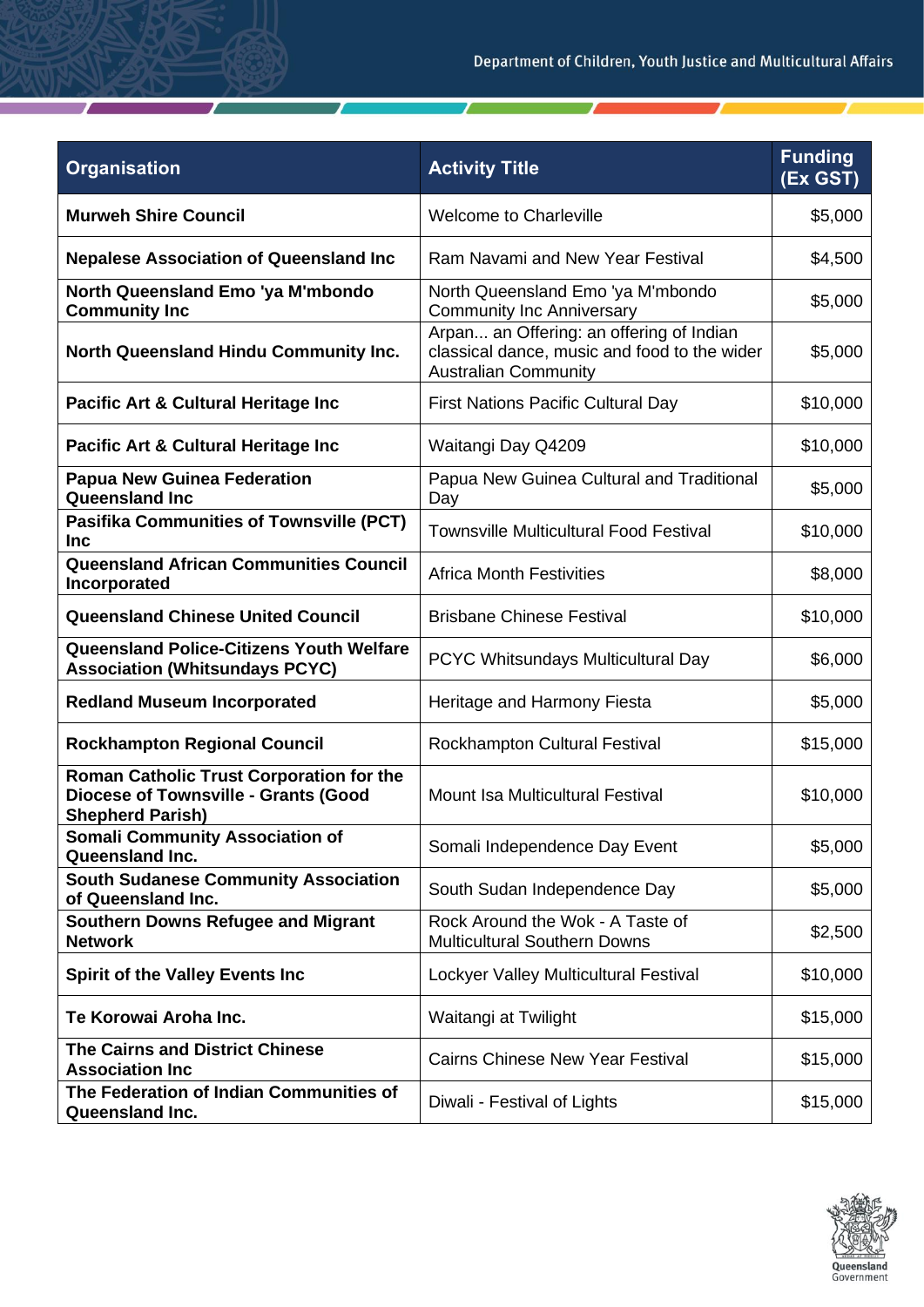| Organisation | Activity Title | Funding (Ex GST) |
|---|---|---|
| **Murweh Shire Council** | Welcome to Charleville | $5,000 |
| **Nepalese Association of Queensland Inc** | Ram Navami and New Year Festival | $4,500 |
| **North Queensland Emo 'ya M'mbondo Community Inc** | North Queensland Emo 'ya M'mbondo Community Inc Anniversary | $5,000 |
| **North Queensland Hindu Community Inc.** | Arpan... an Offering: an offering of Indian classical dance, music and food to the wider Australian Community | $5,000 |
| **Pacific Art & Cultural Heritage Inc** | First Nations Pacific Cultural Day | $10,000 |
| **Pacific Art & Cultural Heritage Inc** | Waitangi Day Q4209 | $10,000 |
| **Papua New Guinea Federation Queensland Inc** | Papua New Guinea Cultural and Traditional Day | $5,000 |
| **Pasifika Communities of Townsville (PCT) Inc** | Townsville Multicultural Food Festival | $10,000 |
| **Queensland African Communities Council Incorporated** | Africa Month Festivities | $8,000 |
| **Queensland Chinese United Council** | Brisbane Chinese Festival | $10,000 |
| **Queensland Police-Citizens Youth Welfare Association (Whitsundays PCYC)** | PCYC Whitsundays Multicultural Day | $6,000 |
| **Redland Museum Incorporated** | Heritage and Harmony Fiesta | $5,000 |
| **Rockhampton Regional Council** | Rockhampton Cultural Festival | $15,000 |
| **Roman Catholic Trust Corporation for the Diocese of Townsville - Grants (Good Shepherd Parish)** | Mount Isa Multicultural Festival | $10,000 |
| **Somali Community Association of Queensland Inc.** | Somali Independence Day Event | $5,000 |
| **South Sudanese Community Association of Queensland Inc.** | South Sudan Independence Day | $5,000 |
| **Southern Downs Refugee and Migrant Network** | Rock Around the Wok - A Taste of Multicultural Southern Downs | $2,500 |
| **Spirit of the Valley Events Inc** | Lockyer Valley Multicultural Festival | $10,000 |
| **Te Korowai Aroha Inc.** | Waitangi at Twilight | $15,000 |
| **The Cairns and District Chinese Association Inc** | Cairns Chinese New Year Festival | $15,000 |
| **The Federation of Indian Communities of Queensland Inc.** | Diwali - Festival of Lights | $15,000 |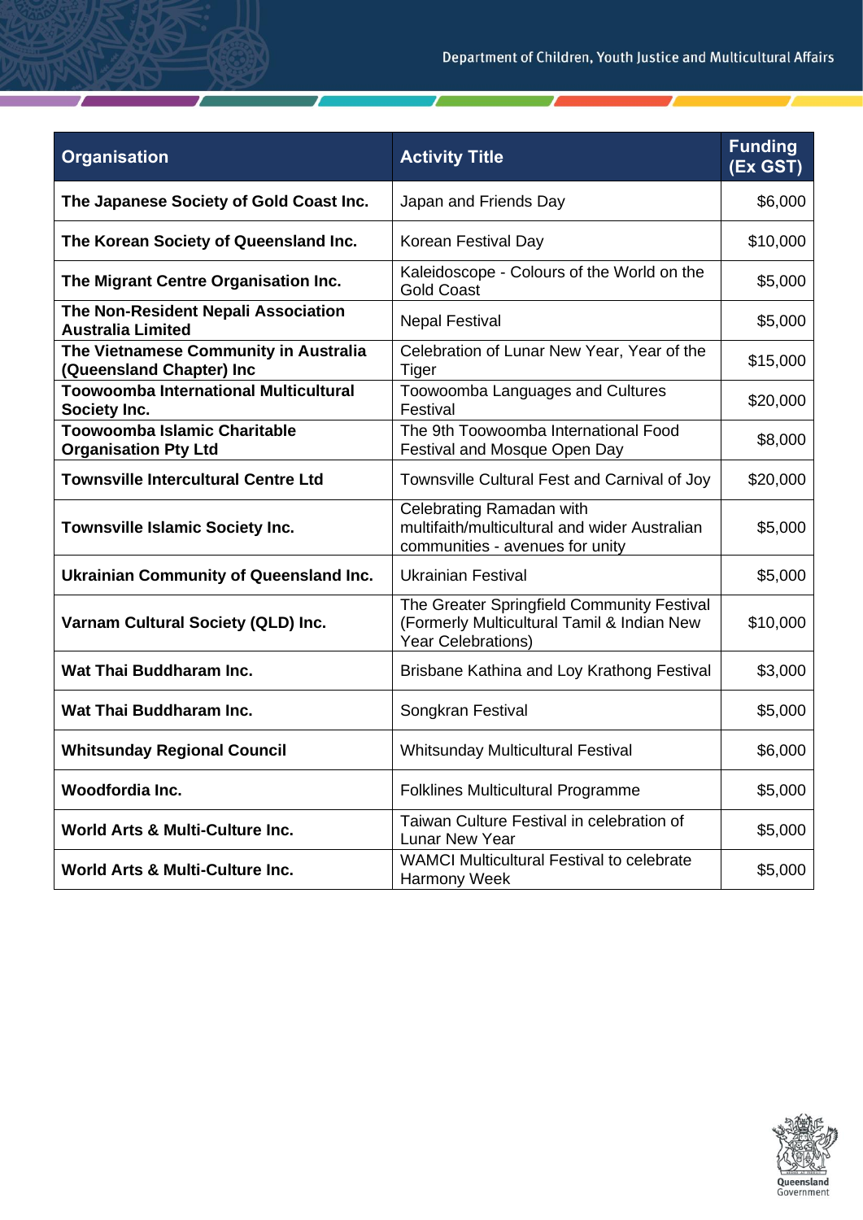| Organisation | Activity Title | Funding (Ex GST) |
|---|---|---|
| **The Japanese Society of Gold Coast Inc.** | Japan and Friends Day | $6,000 |
| **The Korean Society of Queensland Inc.** | Korean Festival Day | $10,000 |
| **The Migrant Centre Organisation Inc.** | Kaleidoscope - Colours of the World on the Gold Coast | $5,000 |
| **The Non-Resident Nepali Association Australia Limited** | Nepal Festival | $5,000 |
| **The Vietnamese Community in Australia (Queensland Chapter) Inc** | Celebration of Lunar New Year, Year of the Tiger | $15,000 |
| **Toowoomba International Multicultural Society Inc.** | Toowoomba Languages and Cultures Festival | $20,000 |
| **Toowoomba Islamic Charitable Organisation Pty Ltd** | The 9th Toowoomba International Food Festival and Mosque Open Day | $8,000 |
| **Townsville Intercultural Centre Ltd** | Townsville Cultural Fest and Carnival of Joy | $20,000 |
| **Townsville Islamic Society Inc.** | Celebrating Ramadan with multifaith/multicultural and wider Australian communities - avenues for unity | $5,000 |
| **Ukrainian Community of Queensland Inc.** | Ukrainian Festival | $5,000 |
| **Varnam Cultural Society (QLD) Inc.** | The Greater Springfield Community Festival (Formerly Multicultural Tamil & Indian New Year Celebrations) | $10,000 |
| **Wat Thai Buddharam Inc.** | Brisbane Kathina and Loy Krathong Festival | $3,000 |
| **Wat Thai Buddharam Inc.** | Songkran Festival | $5,000 |
| **Whitsunday Regional Council** | Whitsunday Multicultural Festival | $6,000 |
| **Woodfordia Inc.** | Folklines Multicultural Programme | $5,000 |
| **World Arts & Multi-Culture Inc.** | Taiwan Culture Festival in celebration of Lunar New Year | $5,000 |
| **World Arts & Multi-Culture Inc.** | WAMCI Multicultural Festival to celebrate Harmony Week | $5,000 |